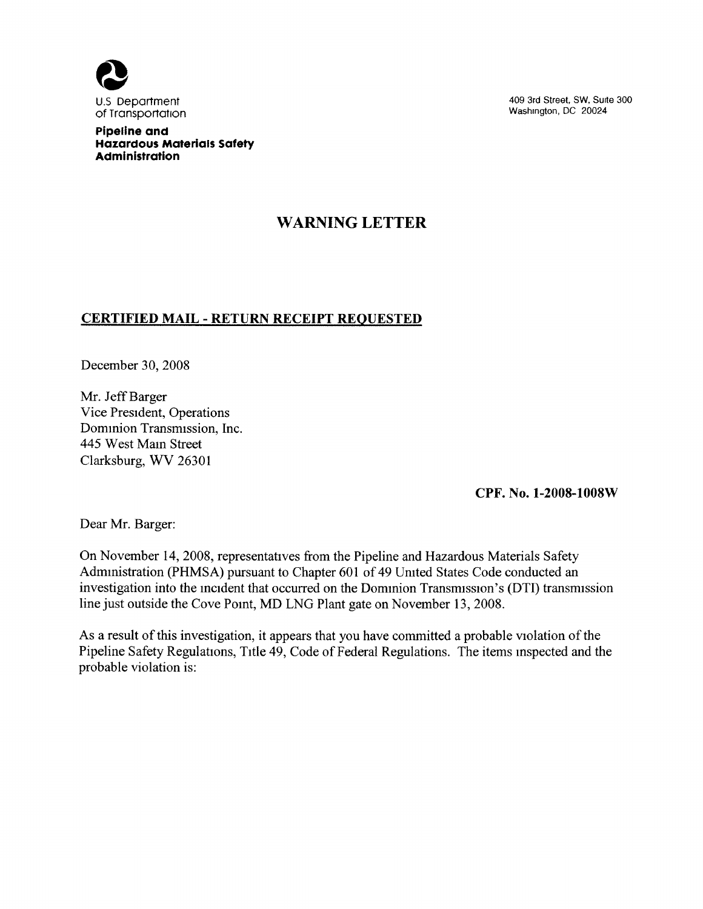U.S Department of Transportation

**Pipeline and Hazardous Materials Safety Administration**

409 3rd Street, SW, Suite 300
Washington, DC 20024

# WARNING LETTER

**CERTIFIED MAIL - RETURN RECEIPT REQUESTED**

December 30, 2008

Mr. Jeff Barger
Vice President, Operations
Dominion Transmission, Inc.
445 West Main Street
Clarksburg, WV 26301

**CPF. No. 1-2008-1008W**

Dear Mr. Barger:

On November 14, 2008, representatives from the Pipeline and Hazardous Materials Safety Administration (PHMSA) pursuant to Chapter 601 of 49 United States Code conducted an investigation into the incident that occurred on the Dominion Transmission's (DTI) transmission line just outside the Cove Point, MD LNG Plant gate on November 13, 2008.

As a result of this investigation, it appears that you have committed a probable violation of the Pipeline Safety Regulations, Title 49, Code of Federal Regulations. The items inspected and the probable violation is: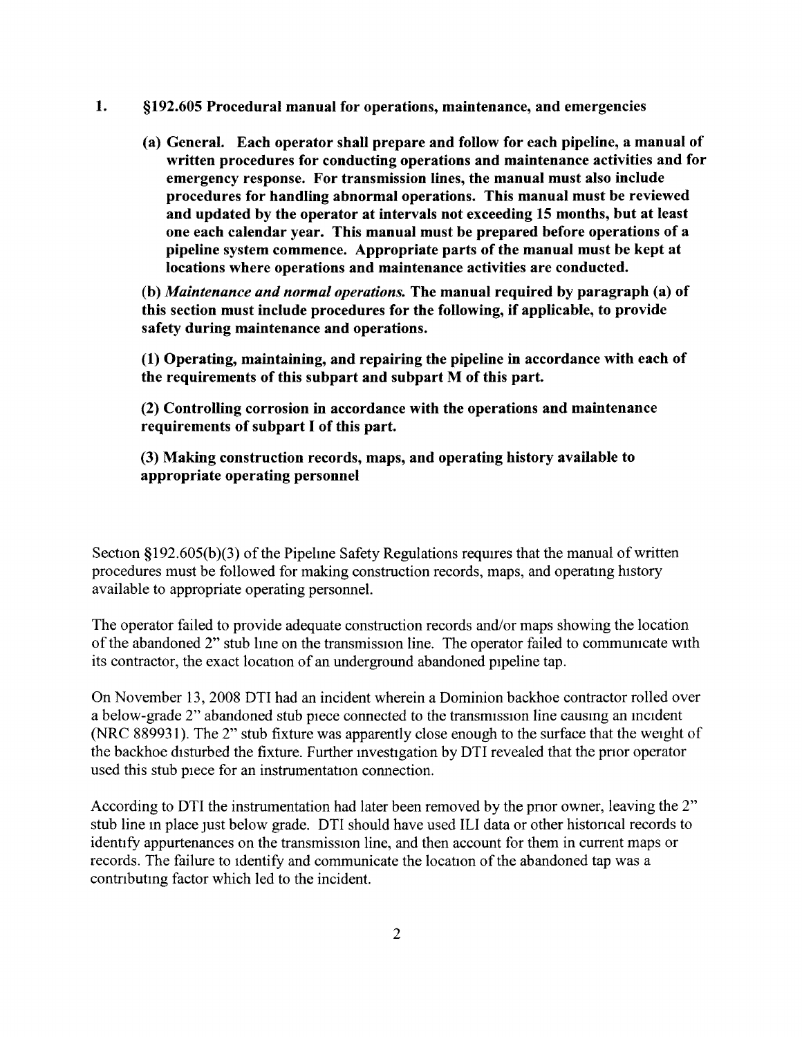1. **§192.605 Procedural manual for operations, maintenance, and emergencies**

   **(a) General. Each operator shall prepare and follow for each pipeline, a manual of written procedures for conducting operations and maintenance activities and for emergency response. For transmission lines, the manual must also include procedures for handling abnormal operations. This manual must be reviewed and updated by the operator at intervals not exceeding 15 months, but at least one each calendar year. This manual must be prepared before operations of a pipeline system commence. Appropriate parts of the manual must be kept at locations where operations and maintenance activities are conducted.**

   **(b) *Maintenance and normal operations.* The manual required by paragraph (a) of this section must include procedures for the following, if applicable, to provide safety during maintenance and operations.**

   **(1) Operating, maintaining, and repairing the pipeline in accordance with each of the requirements of this subpart and subpart M of this part.**

   **(2) Controlling corrosion in accordance with the operations and maintenance requirements of subpart I of this part.**

   **(3) Making construction records, maps, and operating history available to appropriate operating personnel**

Section §192.605(b)(3) of the Pipeline Safety Regulations requires that the manual of written procedures must be followed for making construction records, maps, and operating history available to appropriate operating personnel.

The operator failed to provide adequate construction records and/or maps showing the location of the abandoned 2" stub line on the transmission line. The operator failed to communicate with its contractor, the exact location of an underground abandoned pipeline tap.

On November 13, 2008 DTI had an incident wherein a Dominion backhoe contractor rolled over a below-grade 2" abandoned stub piece connected to the transmission line causing an incident (NRC 889931). The 2" stub fixture was apparently close enough to the surface that the weight of the backhoe disturbed the fixture. Further investigation by DTI revealed that the prior operator used this stub piece for an instrumentation connection.

According to DTI the instrumentation had later been removed by the prior owner, leaving the 2" stub line in place just below grade. DTI should have used ILI data or other historical records to identify appurtenances on the transmission line, and then account for them in current maps or records. The failure to identify and communicate the location of the abandoned tap was a contributing factor which led to the incident.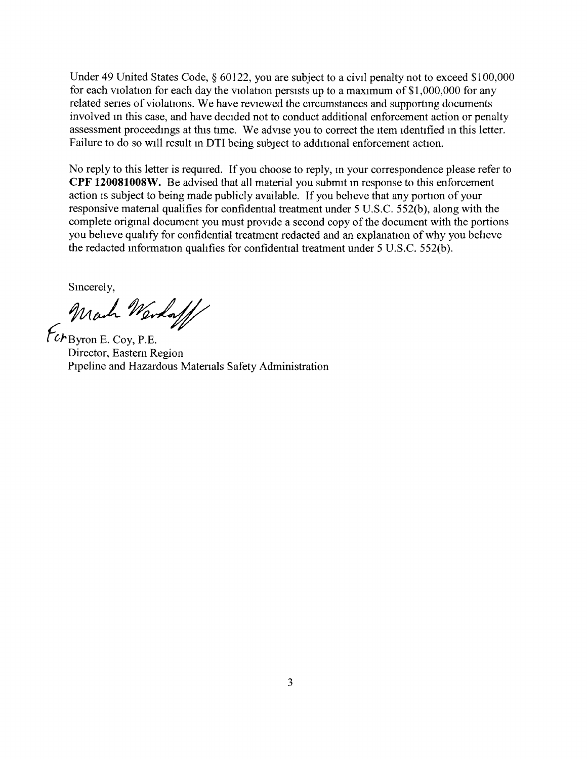Under 49 United States Code, § 60122, you are subject to a civil penalty not to exceed $100,000 for each violation for each day the violation persists up to a maximum of $1,000,000 for any related series of violations. We have reviewed the circumstances and supporting documents involved in this case, and have decided not to conduct additional enforcement action or penalty assessment proceedings at this time. We advise you to correct the item identified in this letter. Failure to do so will result in DTI being subject to additional enforcement action.

No reply to this letter is required. If you choose to reply, in your correspondence please refer to **CPF 120081008W.** Be advised that all material you submit in response to this enforcement action is subject to being made publicly available. If you believe that any portion of your responsive material qualifies for confidential treatment under 5 U.S.C. 552(b), along with the complete original document you must provide a second copy of the document with the portions you believe qualify for confidential treatment redacted and an explanation of why you believe the redacted information qualifies for confidential treatment under 5 U.S.C. 552(b).

Sincerely,

Mark Wendorff

For Byron E. Coy, P.E.
Director, Eastern Region
Pipeline and Hazardous Materials Safety Administration